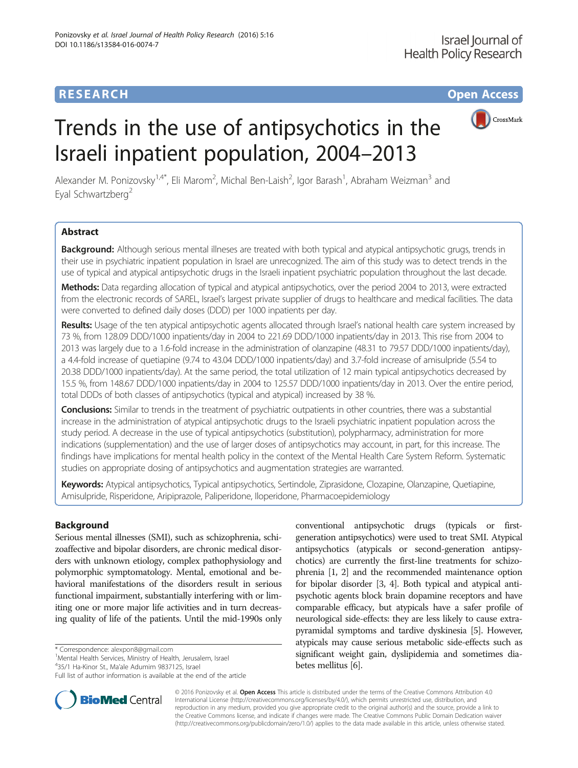RESEARCH Open Access

# Trends in the use of antipsychotics in the Israeli inpatient population, 2004–2013

Alexander M. Ponizovsky[1,4*], Eli Marom[2], Michal Ben-Laish[2], Igor Barash[1], Abraham Weizman[3] and Eyal Schwartzberg[2]

## Abstract

**Background:** Although serious mental illnesses are treated with both typical and atypical antipsychotic grugs, trends in their use in psychiatric inpatient population in Israel are unrecognized. The aim of this study was to detect trends in the use of typical and atypical antipsychotic drugs in the Israeli inpatient psychiatric population throughout the last decade.

**Methods:** Data regarding allocation of typical and atypical antipsychotics, over the period 2004 to 2013, were extracted from the electronic records of SAREL, Israel's largest private supplier of drugs to healthcare and medical facilities. The data were converted to defined daily doses (DDD) per 1000 inpatients per day.

**Results:** Usage of the ten atypical antipsychotic agents allocated through Israel's national health care system increased by 73 %, from 128.09 DDD/1000 inpatients/day in 2004 to 221.69 DDD/1000 inpatients/day in 2013. This rise from 2004 to 2013 was largely due to a 1.6-fold increase in the administration of olanzapine (48.31 to 79.57 DDD/1000 inpatients/day), a 4.4-fold increase of quetiapine (9.74 to 43.04 DDD/1000 inpatients/day) and 3.7-fold increase of amisulpride (5.54 to 20.38 DDD/1000 inpatients/day). At the same period, the total utilization of 12 main typical antipsychotics decreased by 15.5 %, from 148.67 DDD/1000 inpatients/day in 2004 to 125.57 DDD/1000 inpatients/day in 2013. Over the entire period, total DDDs of both classes of antipsychotics (typical and atypical) increased by 38 %.

**Conclusions:** Similar to trends in the treatment of psychiatric outpatients in other countries, there was a substantial increase in the administration of atypical antipsychotic drugs to the Israeli psychiatric inpatient population across the study period. A decrease in the use of typical antipsychotics (substitution), polypharmacy, administration for more indications (supplementation) and the use of larger doses of antipsychotics may account, in part, for this increase. The findings have implications for mental health policy in the context of the Mental Health Care System Reform. Systematic studies on appropriate dosing of antipsychotics and augmentation strategies are warranted.

**Keywords:** Atypical antipsychotics, Typical antipsychotics, Sertindole, Ziprasidone, Clozapine, Olanzapine, Quetiapine, Amisulpride, Risperidone, Aripiprazole, Paliperidone, Iloperidone, Pharmacoepidemiology

## Background

Serious mental illnesses (SMI), such as schizophrenia, schizoaffective and bipolar disorders, are chronic medical disorders with unknown etiology, complex pathophysiology and polymorphic symptomatology. Mental, emotional and behavioral manifestations of the disorders result in serious functional impairment, substantially interfering with or limiting one or more major life activities and in turn decreasing quality of life of the patients. Until the mid-1990s only conventional antipsychotic drugs (typicals or first-generation antipsychotics) were used to treat SMI. Atypical antipsychotics (atypicals or second-generation antipsychotics) are currently the first-line treatments for schizophrenia [1, 2] and the recommended maintenance option for bipolar disorder [3, 4]. Both typical and atypical antipsychotic agents block brain dopamine receptors and have comparable efficacy, but atypicals have a safer profile of neurological side-effects: they are less likely to cause extrapyramidal symptoms and tardive dyskinesia [5]. However, atypicals may cause serious metabolic side-effects such as significant weight gain, dyslipidemia and sometimes diabetes mellitus [6].

\* Correspondence: alexpon8@gmail.com
[1]Mental Health Services, Ministry of Health, Jerusalem, Israel
[4]35/1 Ha-Kinor St., Ma'ale Adumim 9837125, Israel
Full list of author information is available at the end of the article

© 2016 Ponizovsky et al. **Open Access** This article is distributed under the terms of the Creative Commons Attribution 4.0 International License (http://creativecommons.org/licenses/by/4.0/), which permits unrestricted use, distribution, and reproduction in any medium, provided you give appropriate credit to the original author(s) and the source, provide a link to the Creative Commons license, and indicate if changes were made. The Creative Commons Public Domain Dedication waiver (http://creativecommons.org/publicdomain/zero/1.0/) applies to the data made available in this article, unless otherwise stated.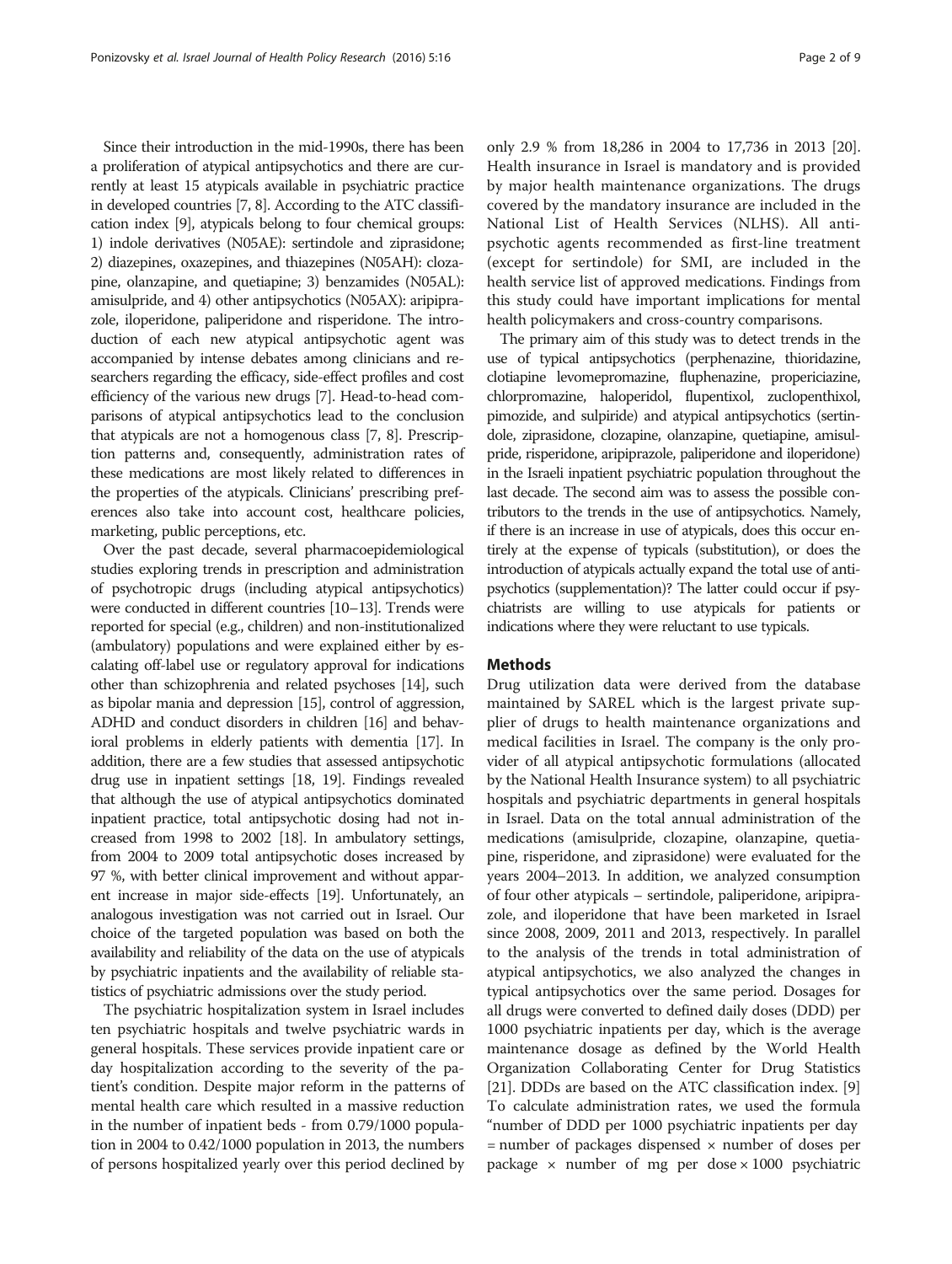Since their introduction in the mid-1990s, there has been a proliferation of atypical antipsychotics and there are currently at least 15 atypicals available in psychiatric practice in developed countries [7, 8]. According to the ATC classification index [9], atypicals belong to four chemical groups: 1) indole derivatives (N05AE): sertindole and ziprasidone; 2) diazepines, oxazepines, and thiazepines (N05AH): clozapine, olanzapine, and quetiapine; 3) benzamides (N05AL): amisulpride, and 4) other antipsychotics (N05AX): aripiprazole, iloperidone, paliperidone and risperidone. The introduction of each new atypical antipsychotic agent was accompanied by intense debates among clinicians and researchers regarding the efficacy, side-effect profiles and cost efficiency of the various new drugs [7]. Head-to-head comparisons of atypical antipsychotics lead to the conclusion that atypicals are not a homogenous class [7, 8]. Prescription patterns and, consequently, administration rates of these medications are most likely related to differences in the properties of the atypicals. Clinicians' prescribing preferences also take into account cost, healthcare policies, marketing, public perceptions, etc.

Over the past decade, several pharmacoepidemiological studies exploring trends in prescription and administration of psychotropic drugs (including atypical antipsychotics) were conducted in different countries [10–13]. Trends were reported for special (e.g., children) and non-institutionalized (ambulatory) populations and were explained either by escalating off-label use or regulatory approval for indications other than schizophrenia and related psychoses [14], such as bipolar mania and depression [15], control of aggression, ADHD and conduct disorders in children [16] and behavioral problems in elderly patients with dementia [17]. In addition, there are a few studies that assessed antipsychotic drug use in inpatient settings [18, 19]. Findings revealed that although the use of atypical antipsychotics dominated inpatient practice, total antipsychotic dosing had not increased from 1998 to 2002 [18]. In ambulatory settings, from 2004 to 2009 total antipsychotic doses increased by 97 %, with better clinical improvement and without apparent increase in major side-effects [19]. Unfortunately, an analogous investigation was not carried out in Israel. Our choice of the targeted population was based on both the availability and reliability of the data on the use of atypicals by psychiatric inpatients and the availability of reliable statistics of psychiatric admissions over the study period.

The psychiatric hospitalization system in Israel includes ten psychiatric hospitals and twelve psychiatric wards in general hospitals. These services provide inpatient care or day hospitalization according to the severity of the patient's condition. Despite major reform in the patterns of mental health care which resulted in a massive reduction in the number of inpatient beds - from 0.79/1000 population in 2004 to 0.42/1000 population in 2013, the numbers of persons hospitalized yearly over this period declined by only 2.9 % from 18,286 in 2004 to 17,736 in 2013 [20]. Health insurance in Israel is mandatory and is provided by major health maintenance organizations. The drugs covered by the mandatory insurance are included in the National List of Health Services (NLHS). All antipsychotic agents recommended as first-line treatment (except for sertindole) for SMI, are included in the health service list of approved medications. Findings from this study could have important implications for mental health policymakers and cross-country comparisons.

The primary aim of this study was to detect trends in the use of typical antipsychotics (perphenazine, thioridazine, clotiapine levomepromazine, fluphenazine, propericiazine, chlorpromazine, haloperidol, flupentixol, zuclopenthixol, pimozide, and sulpiride) and atypical antipsychotics (sertindole, ziprasidone, clozapine, olanzapine, quetiapine, amisulpride, risperidone, aripiprazole, paliperidone and iloperidone) in the Israeli inpatient psychiatric population throughout the last decade. The second aim was to assess the possible contributors to the trends in the use of antipsychotics. Namely, if there is an increase in use of atypicals, does this occur entirely at the expense of typicals (substitution), or does the introduction of atypicals actually expand the total use of antipsychotics (supplementation)? The latter could occur if psychiatrists are willing to use atypicals for patients or indications where they were reluctant to use typicals.

## Methods

Drug utilization data were derived from the database maintained by SAREL which is the largest private supplier of drugs to health maintenance organizations and medical facilities in Israel. The company is the only provider of all atypical antipsychotic formulations (allocated by the National Health Insurance system) to all psychiatric hospitals and psychiatric departments in general hospitals in Israel. Data on the total annual administration of the medications (amisulpride, clozapine, olanzapine, quetiapine, risperidone, and ziprasidone) were evaluated for the years 2004–2013. In addition, we analyzed consumption of four other atypicals – sertindole, paliperidone, aripiprazole, and iloperidone that have been marketed in Israel since 2008, 2009, 2011 and 2013, respectively. In parallel to the analysis of the trends in total administration of atypical antipsychotics, we also analyzed the changes in typical antipsychotics over the same period. Dosages for all drugs were converted to defined daily doses (DDD) per 1000 psychiatric inpatients per day, which is the average maintenance dosage as defined by the World Health Organization Collaborating Center for Drug Statistics [21]. DDDs are based on the ATC classification index. [9] To calculate administration rates, we used the formula "number of DDD per 1000 psychiatric inpatients per day = number of packages dispensed × number of doses per package × number of mg per dose × 1000 psychiatric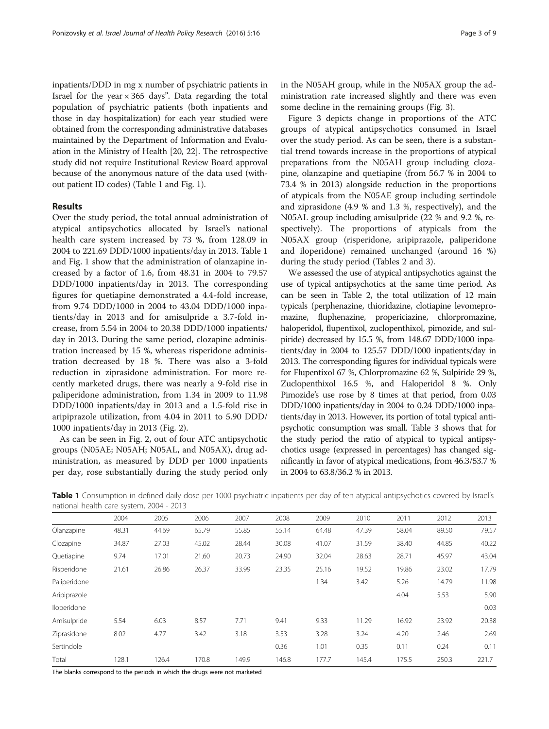inpatients/DDD in mg x number of psychiatric patients in Israel for the year × 365 days". Data regarding the total population of psychiatric patients (both inpatients and those in day hospitalization) for each year studied were obtained from the corresponding administrative databases maintained by the Department of Information and Evaluation in the Ministry of Health [20, 22]. The retrospective study did not require Institutional Review Board approval because of the anonymous nature of the data used (without patient ID codes) (Table 1 and Fig. 1).

## Results

Over the study period, the total annual administration of atypical antipsychotics allocated by Israel's national health care system increased by 73 %, from 128.09 in 2004 to 221.69 DDD/1000 inpatients/day in 2013. Table 1 and Fig. 1 show that the administration of olanzapine increased by a factor of 1.6, from 48.31 in 2004 to 79.57 DDD/1000 inpatients/day in 2013. The corresponding figures for quetiapine demonstrated a 4.4-fold increase, from 9.74 DDD/1000 in 2004 to 43.04 DDD/1000 inpatients/day in 2013 and for amisulpride a 3.7-fold increase, from 5.54 in 2004 to 20.38 DDD/1000 inpatients/day in 2013. During the same period, clozapine administration increased by 15 %, whereas risperidone administration decreased by 18 %. There was also a 3-fold reduction in ziprasidone administration. For more recently marketed drugs, there was nearly a 9-fold rise in paliperidone administration, from 1.34 in 2009 to 11.98 DDD/1000 inpatients/day in 2013 and a 1.5-fold rise in aripiprazole utilization, from 4.04 in 2011 to 5.90 DDD/1000 inpatients/day in 2013 (Fig. 2).

As can be seen in Fig. 2, out of four ATC antipsychotic groups (N05AE; N05AH; N05AL, and N05AX), drug administration, as measured by DDD per 1000 inpatients per day, rose substantially during the study period only in the N05AH group, while in the N05AX group the administration rate increased slightly and there was even some decline in the remaining groups (Fig. 3).

Figure 3 depicts change in proportions of the ATC groups of atypical antipsychotics consumed in Israel over the study period. As can be seen, there is a substantial trend towards increase in the proportions of atypical preparations from the N05AH group including clozapine, olanzapine and quetiapine (from 56.7 % in 2004 to 73.4 % in 2013) alongside reduction in the proportions of atypicals from the N05AE group including sertindole and ziprasidone (4.9 % and 1.3 %, respectively), and the N05AL group including amisulpride (22 % and 9.2 %, respectively). The proportions of atypicals from the N05AX group (risperidone, aripiprazole, paliperidone and iloperidone) remained unchanged (around 16 %) during the study period (Tables 2 and 3).

We assessed the use of atypical antipsychotics against the use of typical antipsychotics at the same time period. As can be seen in Table 2, the total utilization of 12 main typicals (perphenazine, thioridazine, clotiapine levomepromazine, fluphenazine, propericiazine, chlorpromazine, haloperidol, flupentixol, zuclopenthixol, pimozide, and sulpiride) decreased by 15.5 %, from 148.67 DDD/1000 inpatients/day in 2004 to 125.57 DDD/1000 inpatients/day in 2013. The corresponding figures for individual typicals were for Flupentixol 67 %, Chlorpromazine 62 %, Sulpiride 29 %, Zuclopenthixol 16.5 %, and Haloperidol 8 %. Only Pimozide's use rose by 8 times at that period, from 0.03 DDD/1000 inpatients/day in 2004 to 0.24 DDD/1000 inpatients/day in 2013. However, its portion of total typical antipsychotic consumption was small. Table 3 shows that for the study period the ratio of atypical to typical antipsychotics usage (expressed in percentages) has changed significantly in favor of atypical medications, from 46.3/53.7 % in 2004 to 63.8/36.2 % in 2013.

**Table 1** Consumption in defined daily dose per 1000 psychiatric inpatients per day of ten atypical antipsychotics covered by Israel's national health care system, 2004 - 2013

| | 2004 | 2005 | 2006 | 2007 | 2008 | 2009 | 2010 | 2011 | 2012 | 2013 |
|---|---|---|---|---|---|---|---|---|---|---|
| Olanzapine | 48.31 | 44.69 | 65.79 | 55.85 | 55.14 | 64.48 | 47.39 | 58.04 | 89.50 | 79.57 |
| Clozapine | 34.87 | 27.03 | 45.02 | 28.44 | 30.08 | 41.07 | 31.59 | 38.40 | 44.85 | 40.22 |
| Quetiapine | 9.74 | 17.01 | 21.60 | 20.73 | 24.90 | 32.04 | 28.63 | 28.71 | 45.97 | 43.04 |
| Risperidone | 21.61 | 26.86 | 26.37 | 33.99 | 23.35 | 25.16 | 19.52 | 19.86 | 23.02 | 17.79 |
| Paliperidone | | | | | | 1.34 | 3.42 | 5.26 | 14.79 | 11.98 |
| Aripiprazole | | | | | | | | 4.04 | 5.53 | 5.90 |
| Iloperidone | | | | | | | | | | 0.03 |
| Amisulpride | 5.54 | 6.03 | 8.57 | 7.71 | 9.41 | 9.33 | 11.29 | 16.92 | 23.92 | 20.38 |
| Ziprasidone | 8.02 | 4.77 | 3.42 | 3.18 | 3.53 | 3.28 | 3.24 | 4.20 | 2.46 | 2.69 |
| Sertindole | | | | | 0.36 | 1.01 | 0.35 | 0.11 | 0.24 | 0.11 |
| Total | 128.1 | 126.4 | 170.8 | 149.9 | 146.8 | 177.7 | 145.4 | 175.5 | 250.3 | 221.7 |

The blanks correspond to the periods in which the drugs were not marketed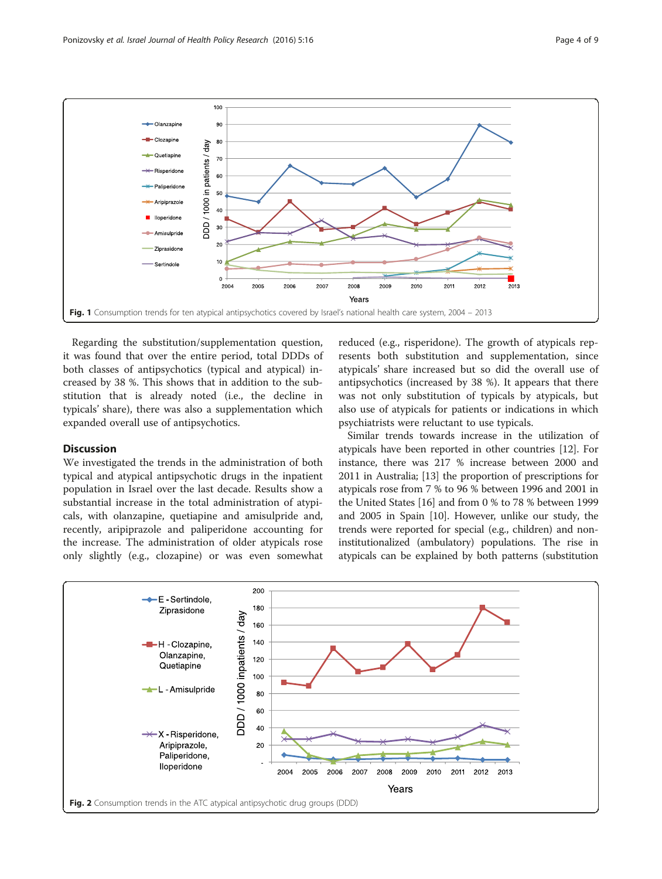Fig. 1 Consumption trends for ten atypical antipsychotics covered by Israel's national health care system, 2004 – 2013

Regarding the substitution/supplementation question, it was found that over the entire period, total DDDs of both classes of antipsychotics (typical and atypical) increased by 38 %. This shows that in addition to the substitution that is already noted (i.e., the decline in typicals' share), there was also a supplementation which expanded overall use of antipsychotics.

## Discussion

We investigated the trends in the administration of both typical and atypical antipsychotic drugs in the inpatient population in Israel over the last decade. Results show a substantial increase in the total administration of atypicals, with olanzapine, quetiapine and amisulpride and, recently, aripiprazole and paliperidone accounting for the increase. The administration of older atypicals rose only slightly (e.g., clozapine) or was even somewhat reduced (e.g., risperidone). The growth of atypicals represents both substitution and supplementation, since atypicals' share increased but so did the overall use of antipsychotics (increased by 38 %). It appears that there was not only substitution of typicals by atypicals, but also use of atypicals for patients or indications in which psychiatrists were reluctant to use typicals.

Similar trends towards increase in the utilization of atypicals have been reported in other countries [12]. For instance, there was 217 % increase between 2000 and 2011 in Australia; [13] the proportion of prescriptions for atypicals rose from 7 % to 96 % between 1996 and 2001 in the United States [16] and from 0 % to 78 % between 1999 and 2005 in Spain [10]. However, unlike our study, the trends were reported for special (e.g., children) and non-institutionalized (ambulatory) populations. The rise in atypicals can be explained by both patterns (substitution

Fig. 2 Consumption trends in the ATC atypical antipsychotic drug groups (DDD)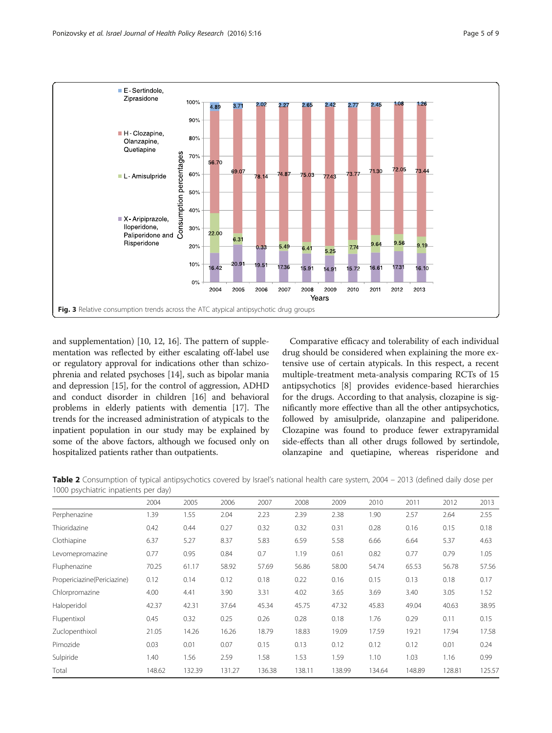Fig. 3 Relative consumption trends across the ATC atypical antipsychotic drug groups

and supplementation) [10, 12, 16]. The pattern of supplementation was reflected by either escalating off-label use or regulatory approval for indications other than schizophrenia and related psychoses [14], such as bipolar mania and depression [15], for the control of aggression, ADHD and conduct disorder in children [16] and behavioral problems in elderly patients with dementia [17]. The trends for the increased administration of atypicals to the inpatient population in our study may be explained by some of the above factors, although we focused only on hospitalized patients rather than outpatients.

Comparative efficacy and tolerability of each individual drug should be considered when explaining the more extensive use of certain atypicals. In this respect, a recent multiple-treatment meta-analysis comparing RCTs of 15 antipsychotics [8] provides evidence-based hierarchies for the drugs. According to that analysis, clozapine is significantly more effective than all the other antipsychotics, followed by amisulpride, olanzapine and paliperidone. Clozapine was found to produce fewer extrapyramidal side-effects than all other drugs followed by sertindole, olanzapine and quetiapine, whereas risperidone and

**Table 2** Consumption of typical antipsychotics covered by Israel's national health care system, 2004 – 2013 (defined daily dose per 1000 psychiatric inpatients per day)

| | 2004 | 2005 | 2006 | 2007 | 2008 | 2009 | 2010 | 2011 | 2012 | 2013 |
|---|---|---|---|---|---|---|---|---|---|---|
| Perphenazine | 1.39 | 1.55 | 2.04 | 2.23 | 2.39 | 2.38 | 1.90 | 2.57 | 2.64 | 2.55 |
| Thioridazine | 0.42 | 0.44 | 0.27 | 0.32 | 0.32 | 0.31 | 0.28 | 0.16 | 0.15 | 0.18 |
| Clothiapine | 6.37 | 5.27 | 8.37 | 5.83 | 6.59 | 5.58 | 6.66 | 6.64 | 5.37 | 4.63 |
| Levomepromazine | 0.77 | 0.95 | 0.84 | 0.7 | 1.19 | 0.61 | 0.82 | 0.77 | 0.79 | 1.05 |
| Fluphenazine | 70.25 | 61.17 | 58.92 | 57.69 | 56.86 | 58.00 | 54.74 | 65.53 | 56.78 | 57.56 |
| Propericiazine(Periciazine) | 0.12 | 0.14 | 0.12 | 0.18 | 0.22 | 0.16 | 0.15 | 0.13 | 0.18 | 0.17 |
| Chlorpromazine | 4.00 | 4.41 | 3.90 | 3.31 | 4.02 | 3.65 | 3.69 | 3.40 | 3.05 | 1.52 |
| Haloperidol | 42.37 | 42.31 | 37.64 | 45.34 | 45.75 | 47.32 | 45.83 | 49.04 | 40.63 | 38.95 |
| Flupentixol | 0.45 | 0.32 | 0.25 | 0.26 | 0.28 | 0.18 | 1.76 | 0.29 | 0.11 | 0.15 |
| Zuclopenthixol | 21.05 | 14.26 | 16.26 | 18.79 | 18.83 | 19.09 | 17.59 | 19.21 | 17.94 | 17.58 |
| Pimozide | 0.03 | 0.01 | 0.07 | 0.15 | 0.13 | 0.12 | 0.12 | 0.12 | 0.01 | 0.24 |
| Sulpiride | 1.40 | 1.56 | 2.59 | 1.58 | 1.53 | 1.59 | 1.10 | 1.03 | 1.16 | 0.99 |
| Total | 148.62 | 132.39 | 131.27 | 136.38 | 138.11 | 138.99 | 134.64 | 148.89 | 128.81 | 125.57 |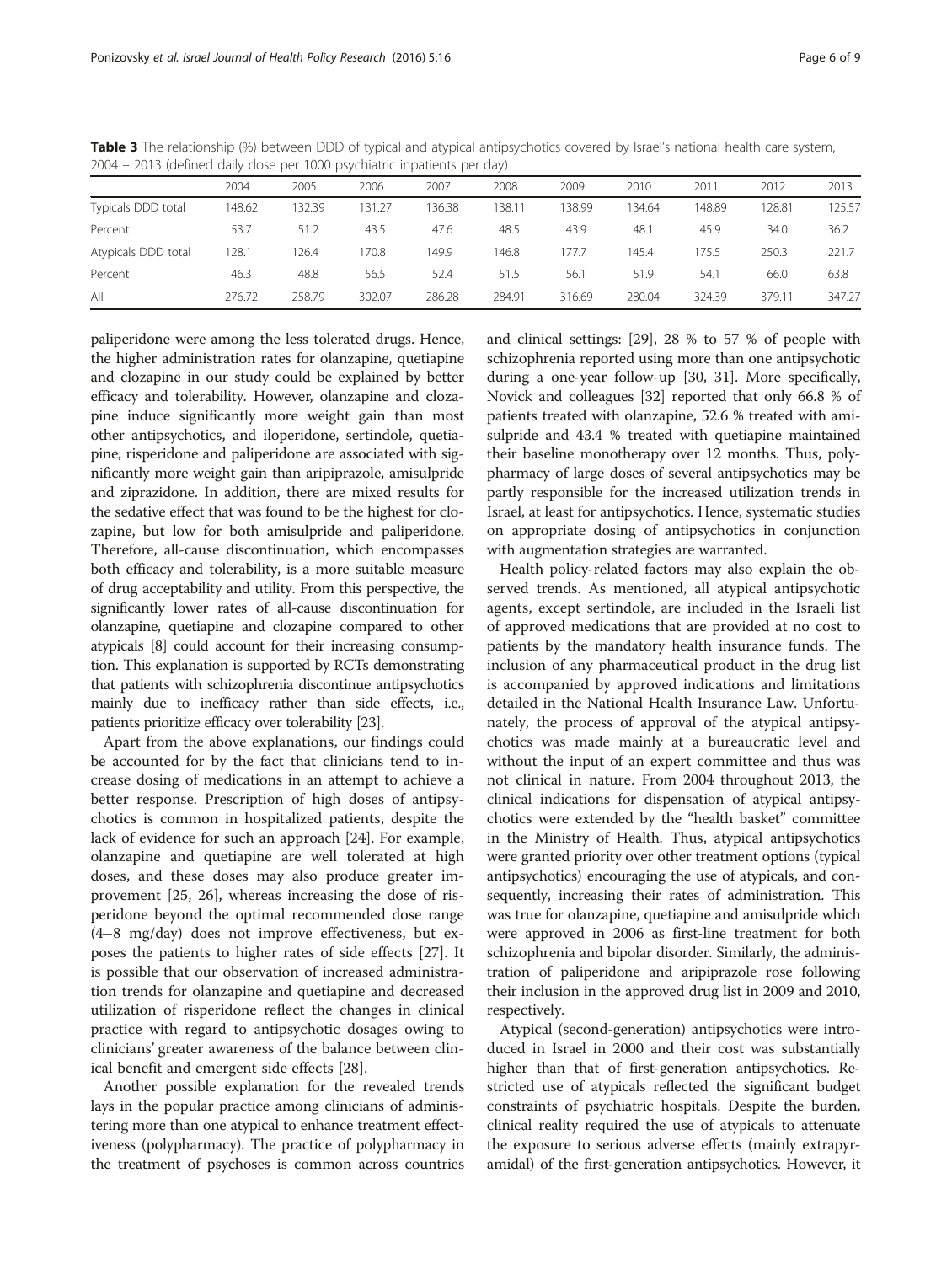**Table 3** The relationship (%) between DDD of typical and atypical antipsychotics covered by Israel's national health care system, 2004 – 2013 (defined daily dose per 1000 psychiatric inpatients per day)

| | 2004 | 2005 | 2006 | 2007 | 2008 | 2009 | 2010 | 2011 | 2012 | 2013 |
|---|---|---|---|---|---|---|---|---|---|---|
| Typicals DDD total | 148.62 | 132.39 | 131.27 | 136.38 | 138.11 | 138.99 | 134.64 | 148.89 | 128.81 | 125.57 |
| Percent | 53.7 | 51.2 | 43.5 | 47.6 | 48.5 | 43.9 | 48.1 | 45.9 | 34.0 | 36.2 |
| Atypicals DDD total | 128.1 | 126.4 | 170.8 | 149.9 | 146.8 | 177.7 | 145.4 | 175.5 | 250.3 | 221.7 |
| Percent | 46.3 | 48.8 | 56.5 | 52.4 | 51.5 | 56.1 | 51.9 | 54.1 | 66.0 | 63.8 |
| All | 276.72 | 258.79 | 302.07 | 286.28 | 284.91 | 316.69 | 280.04 | 324.39 | 379.11 | 347.27 |

paliperidone were among the less tolerated drugs. Hence, the higher administration rates for olanzapine, quetiapine and clozapine in our study could be explained by better efficacy and tolerability. However, olanzapine and clozapine induce significantly more weight gain than most other antipsychotics, and iloperidone, sertindole, quetiapine, risperidone and paliperidone are associated with significantly more weight gain than aripiprazole, amisulpride and ziprazidone. In addition, there are mixed results for the sedative effect that was found to be the highest for clozapine, but low for both amisulpride and paliperidone. Therefore, all-cause discontinuation, which encompasses both efficacy and tolerability, is a more suitable measure of drug acceptability and utility. From this perspective, the significantly lower rates of all-cause discontinuation for olanzapine, quetiapine and clozapine compared to other atypicals [8] could account for their increasing consumption. This explanation is supported by RCTs demonstrating that patients with schizophrenia discontinue antipsychotics mainly due to inefficacy rather than side effects, i.e., patients prioritize efficacy over tolerability [23].

Apart from the above explanations, our findings could be accounted for by the fact that clinicians tend to increase dosing of medications in an attempt to achieve a better response. Prescription of high doses of antipsychotics is common in hospitalized patients, despite the lack of evidence for such an approach [24]. For example, olanzapine and quetiapine are well tolerated at high doses, and these doses may also produce greater improvement [25, 26], whereas increasing the dose of risperidone beyond the optimal recommended dose range (4–8 mg/day) does not improve effectiveness, but exposes the patients to higher rates of side effects [27]. It is possible that our observation of increased administration trends for olanzapine and quetiapine and decreased utilization of risperidone reflect the changes in clinical practice with regard to antipsychotic dosages owing to clinicians' greater awareness of the balance between clinical benefit and emergent side effects [28].

Another possible explanation for the revealed trends lays in the popular practice among clinicians of administering more than one atypical to enhance treatment effectiveness (polypharmacy). The practice of polypharmacy in the treatment of psychoses is common across countries and clinical settings: [29], 28 % to 57 % of people with schizophrenia reported using more than one antipsychotic during a one-year follow-up [30, 31]. More specifically, Novick and colleagues [32] reported that only 66.8 % of patients treated with olanzapine, 52.6 % treated with amisulpride and 43.4 % treated with quetiapine maintained their baseline monotherapy over 12 months. Thus, polypharmacy of large doses of several antipsychotics may be partly responsible for the increased utilization trends in Israel, at least for antipsychotics. Hence, systematic studies on appropriate dosing of antipsychotics in conjunction with augmentation strategies are warranted.

Health policy-related factors may also explain the observed trends. As mentioned, all atypical antipsychotic agents, except sertindole, are included in the Israeli list of approved medications that are provided at no cost to patients by the mandatory health insurance funds. The inclusion of any pharmaceutical product in the drug list is accompanied by approved indications and limitations detailed in the National Health Insurance Law. Unfortunately, the process of approval of the atypical antipsychotics was made mainly at a bureaucratic level and without the input of an expert committee and thus was not clinical in nature. From 2004 throughout 2013, the clinical indications for dispensation of atypical antipsychotics were extended by the "health basket" committee in the Ministry of Health. Thus, atypical antipsychotics were granted priority over other treatment options (typical antipsychotics) encouraging the use of atypicals, and consequently, increasing their rates of administration. This was true for olanzapine, quetiapine and amisulpride which were approved in 2006 as first-line treatment for both schizophrenia and bipolar disorder. Similarly, the administration of paliperidone and aripiprazole rose following their inclusion in the approved drug list in 2009 and 2010, respectively.

Atypical (second-generation) antipsychotics were introduced in Israel in 2000 and their cost was substantially higher than that of first-generation antipsychotics. Restricted use of atypicals reflected the significant budget constraints of psychiatric hospitals. Despite the burden, clinical reality required the use of atypicals to attenuate the exposure to serious adverse effects (mainly extrapyramidal) of the first-generation antipsychotics. However, it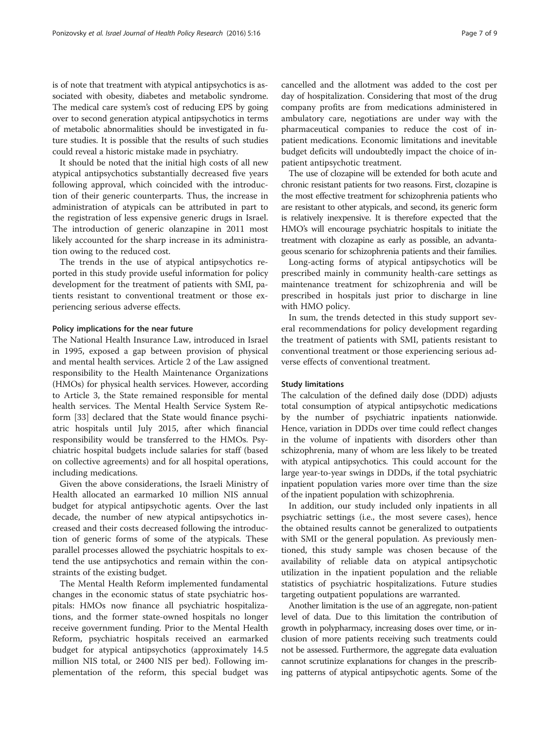is of note that treatment with atypical antipsychotics is associated with obesity, diabetes and metabolic syndrome. The medical care system's cost of reducing EPS by going over to second generation atypical antipsychotics in terms of metabolic abnormalities should be investigated in future studies. It is possible that the results of such studies could reveal a historic mistake made in psychiatry.

It should be noted that the initial high costs of all new atypical antipsychotics substantially decreased five years following approval, which coincided with the introduction of their generic counterparts. Thus, the increase in administration of atypicals can be attributed in part to the registration of less expensive generic drugs in Israel. The introduction of generic olanzapine in 2011 most likely accounted for the sharp increase in its administration owing to the reduced cost.

The trends in the use of atypical antipsychotics reported in this study provide useful information for policy development for the treatment of patients with SMI, patients resistant to conventional treatment or those experiencing serious adverse effects.

### Policy implications for the near future

The National Health Insurance Law, introduced in Israel in 1995, exposed a gap between provision of physical and mental health services. Article 2 of the Law assigned responsibility to the Health Maintenance Organizations (HMOs) for physical health services. However, according to Article 3, the State remained responsible for mental health services. The Mental Health Service System Reform [33] declared that the State would finance psychiatric hospitals until July 2015, after which financial responsibility would be transferred to the HMOs. Psychiatric hospital budgets include salaries for staff (based on collective agreements) and for all hospital operations, including medications.

Given the above considerations, the Israeli Ministry of Health allocated an earmarked 10 million NIS annual budget for atypical antipsychotic agents. Over the last decade, the number of new atypical antipsychotics increased and their costs decreased following the introduction of generic forms of some of the atypicals. These parallel processes allowed the psychiatric hospitals to extend the use antipsychotics and remain within the constraints of the existing budget.

The Mental Health Reform implemented fundamental changes in the economic status of state psychiatric hospitals: HMOs now finance all psychiatric hospitalizations, and the former state-owned hospitals no longer receive government funding. Prior to the Mental Health Reform, psychiatric hospitals received an earmarked budget for atypical antipsychotics (approximately 14.5 million NIS total, or 2400 NIS per bed). Following implementation of the reform, this special budget was cancelled and the allotment was added to the cost per day of hospitalization. Considering that most of the drug company profits are from medications administered in ambulatory care, negotiations are under way with the pharmaceutical companies to reduce the cost of inpatient medications. Economic limitations and inevitable budget deficits will undoubtedly impact the choice of inpatient antipsychotic treatment.

The use of clozapine will be extended for both acute and chronic resistant patients for two reasons. First, clozapine is the most effective treatment for schizophrenia patients who are resistant to other atypicals, and second, its generic form is relatively inexpensive. It is therefore expected that the HMO's will encourage psychiatric hospitals to initiate the treatment with clozapine as early as possible, an advantageous scenario for schizophrenia patients and their families.

Long-acting forms of atypical antipsychotics will be prescribed mainly in community health-care settings as maintenance treatment for schizophrenia and will be prescribed in hospitals just prior to discharge in line with HMO policy.

In sum, the trends detected in this study support several recommendations for policy development regarding the treatment of patients with SMI, patients resistant to conventional treatment or those experiencing serious adverse effects of conventional treatment.

### Study limitations

The calculation of the defined daily dose (DDD) adjusts total consumption of atypical antipsychotic medications by the number of psychiatric inpatients nationwide. Hence, variation in DDDs over time could reflect changes in the volume of inpatients with disorders other than schizophrenia, many of whom are less likely to be treated with atypical antipsychotics. This could account for the large year-to-year swings in DDDs, if the total psychiatric inpatient population varies more over time than the size of the inpatient population with schizophrenia.

In addition, our study included only inpatients in all psychiatric settings (i.e., the most severe cases), hence the obtained results cannot be generalized to outpatients with SMI or the general population. As previously mentioned, this study sample was chosen because of the availability of reliable data on atypical antipsychotic utilization in the inpatient population and the reliable statistics of psychiatric hospitalizations. Future studies targeting outpatient populations are warranted.

Another limitation is the use of an aggregate, non-patient level of data. Due to this limitation the contribution of growth in polypharmacy, increasing doses over time, or inclusion of more patients receiving such treatments could not be assessed. Furthermore, the aggregate data evaluation cannot scrutinize explanations for changes in the prescribing patterns of atypical antipsychotic agents. Some of the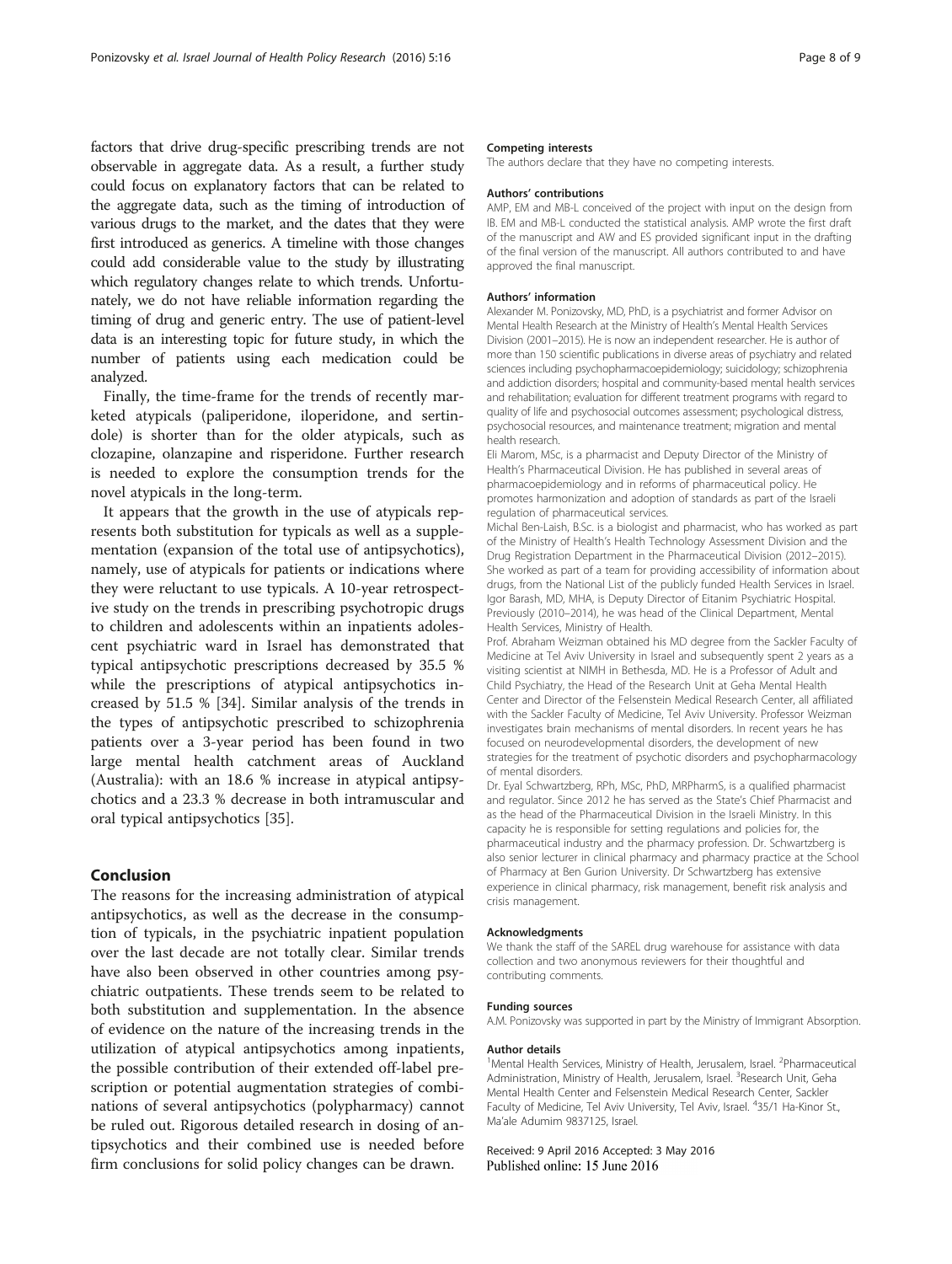factors that drive drug-specific prescribing trends are not observable in aggregate data. As a result, a further study could focus on explanatory factors that can be related to the aggregate data, such as the timing of introduction of various drugs to the market, and the dates that they were first introduced as generics. A timeline with those changes could add considerable value to the study by illustrating which regulatory changes relate to which trends. Unfortunately, we do not have reliable information regarding the timing of drug and generic entry. The use of patient-level data is an interesting topic for future study, in which the number of patients using each medication could be analyzed.

Finally, the time-frame for the trends of recently marketed atypicals (paliperidone, iloperidone, and sertindole) is shorter than for the older atypicals, such as clozapine, olanzapine and risperidone. Further research is needed to explore the consumption trends for the novel atypicals in the long-term.

It appears that the growth in the use of atypicals represents both substitution for typicals as well as a supplementation (expansion of the total use of antipsychotics), namely, use of atypicals for patients or indications where they were reluctant to use typicals. A 10-year retrospective study on the trends in prescribing psychotropic drugs to children and adolescents within an inpatients adolescent psychiatric ward in Israel has demonstrated that typical antipsychotic prescriptions decreased by 35.5 % while the prescriptions of atypical antipsychotics increased by 51.5 % [34]. Similar analysis of the trends in the types of antipsychotic prescribed to schizophrenia patients over a 3-year period has been found in two large mental health catchment areas of Auckland (Australia): with an 18.6 % increase in atypical antipsychotics and a 23.3 % decrease in both intramuscular and oral typical antipsychotics [35].

## Conclusion

The reasons for the increasing administration of atypical antipsychotics, as well as the decrease in the consumption of typicals, in the psychiatric inpatient population over the last decade are not totally clear. Similar trends have also been observed in other countries among psychiatric outpatients. These trends seem to be related to both substitution and supplementation. In the absence of evidence on the nature of the increasing trends in the utilization of atypical antipsychotics among inpatients, the possible contribution of their extended off-label prescription or potential augmentation strategies of combinations of several antipsychotics (polypharmacy) cannot be ruled out. Rigorous detailed research in dosing of antipsychotics and their combined use is needed before firm conclusions for solid policy changes can be drawn.

#### Competing interests

The authors declare that they have no competing interests.

#### Authors' contributions

AMP, EM and MB-L conceived of the project with input on the design from IB. EM and MB-L conducted the statistical analysis. AMP wrote the first draft of the manuscript and AW and ES provided significant input in the drafting of the final version of the manuscript. All authors contributed to and have approved the final manuscript.

#### Authors' information

Alexander M. Ponizovsky, MD, PhD, is a psychiatrist and former Advisor on Mental Health Research at the Ministry of Health's Mental Health Services Division (2001–2015). He is now an independent researcher. He is author of more than 150 scientific publications in diverse areas of psychiatry and related sciences including psychopharmacoepidemiology; suicidology; schizophrenia and addiction disorders; hospital and community-based mental health services and rehabilitation; evaluation for different treatment programs with regard to quality of life and psychosocial outcomes assessment; psychological distress, psychosocial resources, and maintenance treatment; migration and mental health research.

Eli Marom, MSc, is a pharmacist and Deputy Director of the Ministry of Health's Pharmaceutical Division. He has published in several areas of pharmacoepidemiology and in reforms of pharmaceutical policy. He promotes harmonization and adoption of standards as part of the Israeli regulation of pharmaceutical services.

Michal Ben-Laish, B.Sc. is a biologist and pharmacist, who has worked as part of the Ministry of Health's Health Technology Assessment Division and the Drug Registration Department in the Pharmaceutical Division (2012–2015). She worked as part of a team for providing accessibility of information about drugs, from the National List of the publicly funded Health Services in Israel.

Igor Barash, MD, MHA, is Deputy Director of Eitanim Psychiatric Hospital. Previously (2010–2014), he was head of the Clinical Department, Mental Health Services, Ministry of Health.

Prof. Abraham Weizman obtained his MD degree from the Sackler Faculty of Medicine at Tel Aviv University in Israel and subsequently spent 2 years as a visiting scientist at NIMH in Bethesda, MD. He is a Professor of Adult and Child Psychiatry, the Head of the Research Unit at Geha Mental Health Center and Director of the Felsenstein Medical Research Center, all affiliated with the Sackler Faculty of Medicine, Tel Aviv University. Professor Weizman investigates brain mechanisms of mental disorders. In recent years he has focused on neurodevelopmental disorders, the development of new strategies for the treatment of psychotic disorders and psychopharmacology of mental disorders.

Dr. Eyal Schwartzberg, RPh, MSc, PhD, MRPharmS, is a qualified pharmacist and regulator. Since 2012 he has served as the State's Chief Pharmacist and as the head of the Pharmaceutical Division in the Israeli Ministry. In this capacity he is responsible for setting regulations and policies for, the pharmaceutical industry and the pharmacy profession. Dr. Schwartzberg is also senior lecturer in clinical pharmacy and pharmacy practice at the School of Pharmacy at Ben Gurion University. Dr Schwartzberg has extensive experience in clinical pharmacy, risk management, benefit risk analysis and crisis management.

#### Acknowledgments

We thank the staff of the SAREL drug warehouse for assistance with data collection and two anonymous reviewers for their thoughtful and contributing comments.

#### Funding sources

A.M. Ponizovsky was supported in part by the Ministry of Immigrant Absorption.

#### Author details

[1]Mental Health Services, Ministry of Health, Jerusalem, Israel. [2]Pharmaceutical Administration, Ministry of Health, Jerusalem, Israel. [3]Research Unit, Geha Mental Health Center and Felsenstein Medical Research Center, Sackler Faculty of Medicine, Tel Aviv University, Tel Aviv, Israel. [4]35/1 Ha-Kinor St., Ma'ale Adumim 9837125, Israel.

Received: 9 April 2016 Accepted: 3 May 2016
Published online: 15 June 2016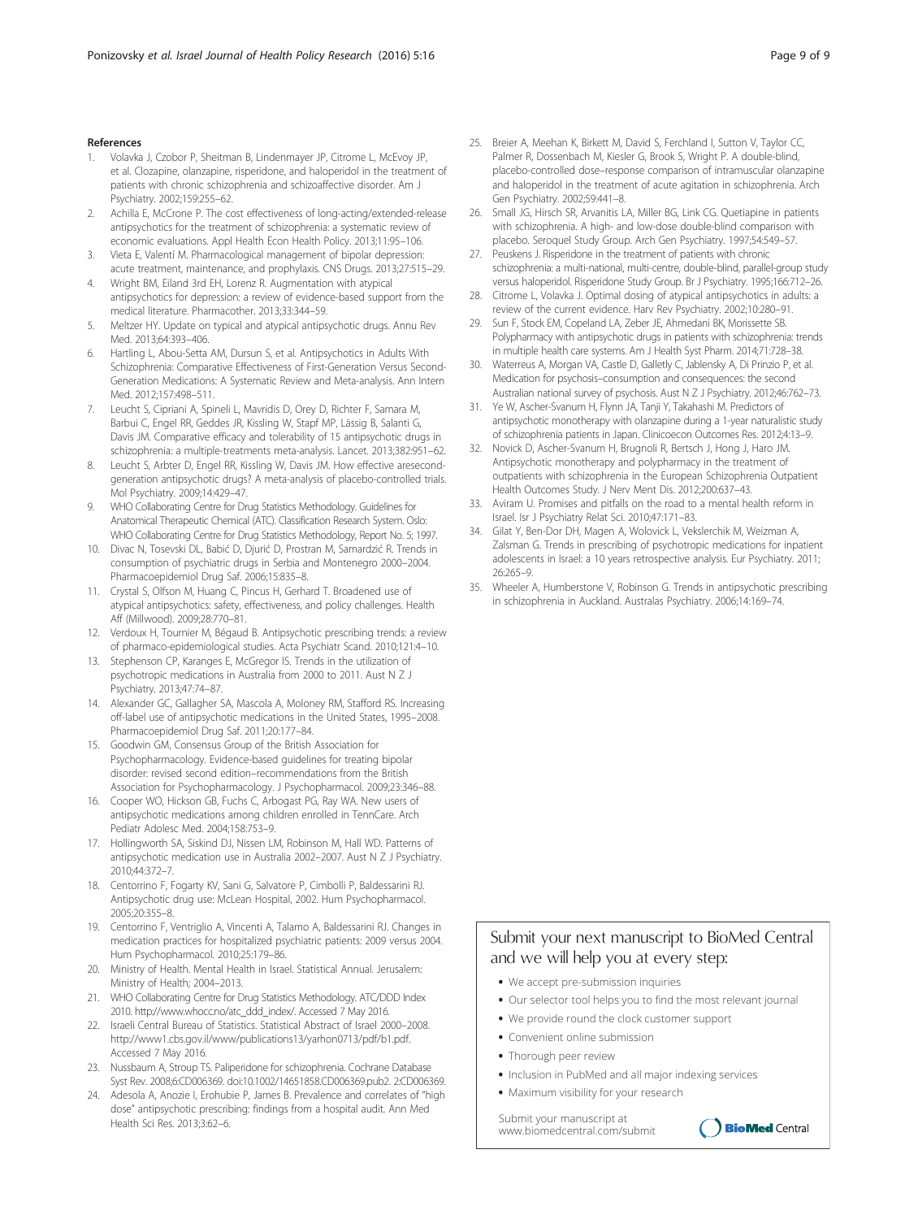## References

1. Volavka J, Czobor P, Sheitman B, Lindenmayer JP, Citrome L, McEvoy JP, et al. Clozapine, olanzapine, risperidone, and haloperidol in the treatment of patients with chronic schizophrenia and schizoaffective disorder. Am J Psychiatry. 2002;159:255–62.
2. Achilla E, McCrone P. The cost effectiveness of long-acting/extended-release antipsychotics for the treatment of schizophrenia: a systematic review of economic evaluations. Appl Health Econ Health Policy. 2013;11:95–106.
3. Vieta E, Valentí M. Pharmacological management of bipolar depression: acute treatment, maintenance, and prophylaxis. CNS Drugs. 2013;27:515–29.
4. Wright BM, Eiland 3rd EH, Lorenz R. Augmentation with atypical antipsychotics for depression: a review of evidence-based support from the medical literature. Pharmacother. 2013;33:344–59.
5. Meltzer HY. Update on typical and atypical antipsychotic drugs. Annu Rev Med. 2013;64:393–406.
6. Hartling L, Abou-Setta AM, Dursun S, et al. Antipsychotics in Adults With Schizophrenia: Comparative Effectiveness of First-Generation Versus Second-Generation Medications: A Systematic Review and Meta-analysis. Ann Intern Med. 2012;157:498–511.
7. Leucht S, Cipriani A, Spineli L, Mavridis D, Orey D, Richter F, Samara M, Barbui C, Engel RR, Geddes JR, Kissling W, Stapf MP, Lässig B, Salanti G, Davis JM. Comparative efficacy and tolerability of 15 antipsychotic drugs in schizophrenia: a multiple-treatments meta-analysis. Lancet. 2013;382:951–62.
8. Leucht S, Arbter D, Engel RR, Kissling W, Davis JM. How effective aresecond-generation antipsychotic drugs? A meta-analysis of placebo-controlled trials. Mol Psychiatry. 2009;14:429–47.
9. WHO Collaborating Centre for Drug Statistics Methodology. Guidelines for Anatomical Therapeutic Chemical (ATC). Classification Research System. Oslo: WHO Collaborating Centre for Drug Statistics Methodology, Report No. 5; 1997.
10. Divac N, Tosevski DL, Babić D, Djurić D, Prostran M, Samardzić R. Trends in consumption of psychiatric drugs in Serbia and Montenegro 2000–2004. Pharmacoepidemiol Drug Saf. 2006;15:835–8.
11. Crystal S, Olfson M, Huang C, Pincus H, Gerhard T. Broadened use of atypical antipsychotics: safety, effectiveness, and policy challenges. Health Aff (Millwood). 2009;28:770–81.
12. Verdoux H, Tournier M, Bégaud B. Antipsychotic prescribing trends: a review of pharmaco-epidemiological studies. Acta Psychiatr Scand. 2010;121:4–10.
13. Stephenson CP, Karanges E, McGregor IS. Trends in the utilization of psychotropic medications in Australia from 2000 to 2011. Aust N Z J Psychiatry. 2013;47:74–87.
14. Alexander GC, Gallagher SA, Mascola A, Moloney RM, Stafford RS. Increasing off-label use of antipsychotic medications in the United States, 1995–2008. Pharmacoepidemiol Drug Saf. 2011;20:177–84.
15. Goodwin GM, Consensus Group of the British Association for Psychopharmacology. Evidence-based guidelines for treating bipolar disorder: revised second edition–recommendations from the British Association for Psychopharmacology. J Psychopharmacol. 2009;23:346–88.
16. Cooper WO, Hickson GB, Fuchs C, Arbogast PG, Ray WA. New users of antipsychotic medications among children enrolled in TennCare. Arch Pediatr Adolesc Med. 2004;158:753–9.
17. Hollingworth SA, Siskind DJ, Nissen LM, Robinson M, Hall WD. Patterns of antipsychotic medication use in Australia 2002–2007. Aust N Z J Psychiatry. 2010;44:372–7.
18. Centorrino F, Fogarty KV, Sani G, Salvatore P, Cimbolli P, Baldessarini RJ. Antipsychotic drug use: McLean Hospital, 2002. Hum Psychopharmacol. 2005;20:355–8.
19. Centorrino F, Ventriglio A, Vincenti A, Talamo A, Baldessarini RJ. Changes in medication practices for hospitalized psychiatric patients: 2009 versus 2004. Hum Psychopharmacol. 2010;25:179–86.
20. Ministry of Health. Mental Health in Israel. Statistical Annual. Jerusalem: Ministry of Health; 2004–2013.
21. WHO Collaborating Centre for Drug Statistics Methodology. ATC/DDD Index 2010. http://www.whocc.no/atc_ddd_index/. Accessed 7 May 2016.
22. Israeli Central Bureau of Statistics. Statistical Abstract of Israel 2000–2008. http://www1.cbs.gov.il/www/publications13/yarhon0713/pdf/b1.pdf. Accessed 7 May 2016.
23. Nussbaum A, Stroup TS. Paliperidone for schizophrenia. Cochrane Database Syst Rev. 2008;6:CD006369. doi:10.1002/14651858.CD006369.pub2. 2:CD006369.
24. Adesola A, Anozie I, Erohubie P, James B. Prevalence and correlates of "high dose" antipsychotic prescribing: findings from a hospital audit. Ann Med Health Sci Res. 2013;3:62–6.
25. Breier A, Meehan K, Birkett M, David S, Ferchland I, Sutton V, Taylor CC, Palmer R, Dossenbach M, Kiesler G, Brook S, Wright P. A double-blind, placebo-controlled dose–response comparison of intramuscular olanzapine and haloperidol in the treatment of acute agitation in schizophrenia. Arch Gen Psychiatry. 2002;59:441–8.
26. Small JG, Hirsch SR, Arvanitis LA, Miller BG, Link CG. Quetiapine in patients with schizophrenia. A high- and low-dose double-blind comparison with placebo. Seroquel Study Group. Arch Gen Psychiatry. 1997;54:549–57.
27. Peuskens J. Risperidone in the treatment of patients with chronic schizophrenia: a multi-national, multi-centre, double-blind, parallel-group study versus haloperidol. Risperidone Study Group. Br J Psychiatry. 1995;166:712–26.
28. Citrome L, Volavka J. Optimal dosing of atypical antipsychotics in adults: a review of the current evidence. Harv Rev Psychiatry. 2002;10:280–91.
29. Sun F, Stock EM, Copeland LA, Zeber JE, Ahmedani BK, Morissette SB. Polypharmacy with antipsychotic drugs in patients with schizophrenia: trends in multiple health care systems. Am J Health Syst Pharm. 2014;71:728–38.
30. Waterreus A, Morgan VA, Castle D, Galletly C, Jablensky A, Di Prinzio P, et al. Medication for psychosis–consumption and consequences: the second Australian national survey of psychosis. Aust N Z J Psychiatry. 2012;46:762–73.
31. Ye W, Ascher-Svanum H, Flynn JA, Tanji Y, Takahashi M. Predictors of antipsychotic monotherapy with olanzapine during a 1-year naturalistic study of schizophrenia patients in Japan. Clinicoecon Outcomes Res. 2012;4:13–9.
32. Novick D, Ascher-Svanum H, Brugnoli R, Bertsch J, Hong J, Haro JM. Antipsychotic monotherapy and polypharmacy in the treatment of outpatients with schizophrenia in the European Schizophrenia Outpatient Health Outcomes Study. J Nerv Ment Dis. 2012;200:637–43.
33. Aviram U. Promises and pitfalls on the road to a mental health reform in Israel. Isr J Psychiatry Relat Sci. 2010;47:171–83.
34. Gilat Y, Ben-Dor DH, Magen A, Wolovick L, Vekslerchik M, Weizman A, Zalsman G. Trends in prescribing of psychotropic medications for inpatient adolescents in Israel: a 10 years retrospective analysis. Eur Psychiatry. 2011;26:265–9.
35. Wheeler A, Humberstone V, Robinson G. Trends in antipsychotic prescribing in schizophrenia in Auckland. Australas Psychiatry. 2006;14:169–74.

Submit your next manuscript to BioMed Central and we will help you at every step:

- We accept pre-submission inquiries
- Our selector tool helps you to find the most relevant journal
- We provide round the clock customer support
- Convenient online submission
- Thorough peer review
- Inclusion in PubMed and all major indexing services
- Maximum visibility for your research

Submit your manuscript at
www.biomedcentral.com/submit

BioMed Central